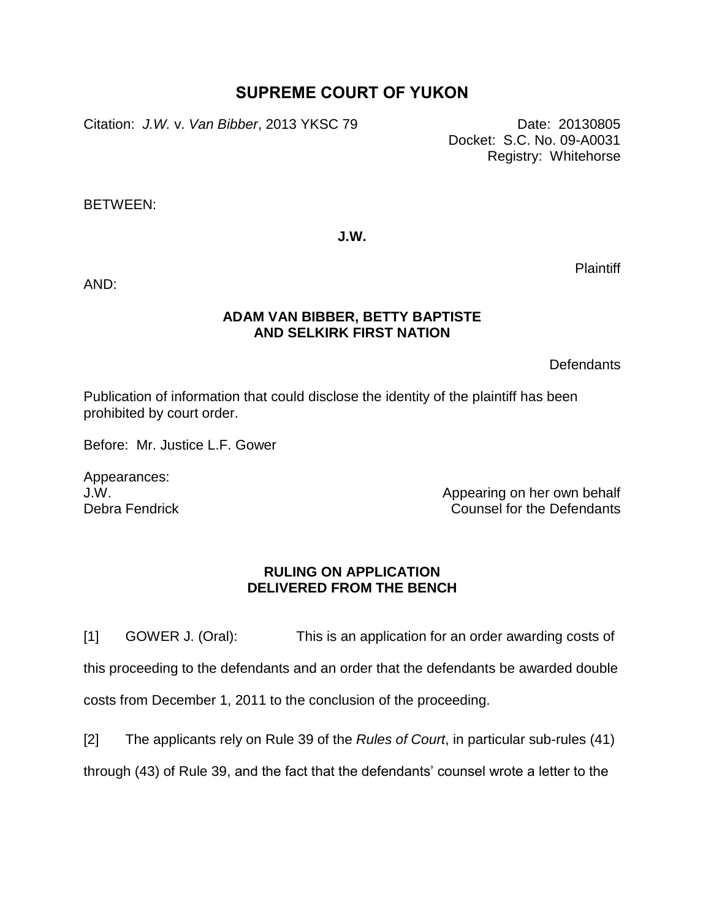# SUPREME COURT OF YUKON

Citation: *J.W.* v. *Van Bibber*, 2013 YKSC 79

Date: 20130805
Docket: S.C. No. 09-A0031
Registry: Whitehorse

BETWEEN:

**J.W.**

Plaintiff

AND:

**ADAM VAN BIBBER, BETTY BAPTISTE AND SELKIRK FIRST NATION**

Defendants

Publication of information that could disclose the identity of the plaintiff has been prohibited by court order.

Before: Mr. Justice L.F. Gower

Appearances:
J.W. — Appearing on her own behalf
Debra Fendrick — Counsel for the Defendants

## RULING ON APPLICATION DELIVERED FROM THE BENCH

[1] GOWER J. (Oral): This is an application for an order awarding costs of this proceeding to the defendants and an order that the defendants be awarded double costs from December 1, 2011 to the conclusion of the proceeding.

[2] The applicants rely on Rule 39 of the *Rules of Court*, in particular sub-rules (41) through (43) of Rule 39, and the fact that the defendants' counsel wrote a letter to the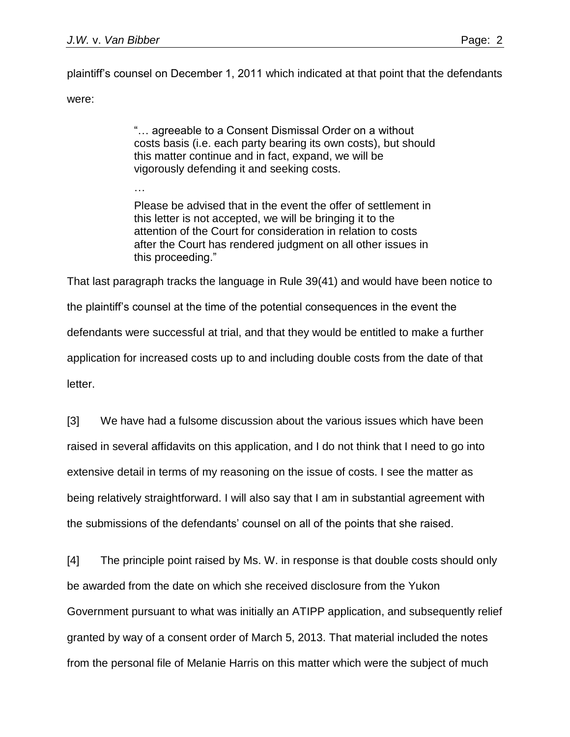plaintiff's counsel on December 1, 2011 which indicated at that point that the defendants were:

> "… agreeable to a Consent Dismissal Order on a without costs basis (i.e. each party bearing its own costs), but should this matter continue and in fact, expand, we will be vigorously defending it and seeking costs.
>
> …
>
> Please be advised that in the event the offer of settlement in this letter is not accepted, we will be bringing it to the attention of the Court for consideration in relation to costs after the Court has rendered judgment on all other issues in this proceeding."

That last paragraph tracks the language in Rule 39(41) and would have been notice to the plaintiff's counsel at the time of the potential consequences in the event the defendants were successful at trial, and that they would be entitled to make a further application for increased costs up to and including double costs from the date of that letter.

[3] We have had a fulsome discussion about the various issues which have been raised in several affidavits on this application, and I do not think that I need to go into extensive detail in terms of my reasoning on the issue of costs. I see the matter as being relatively straightforward. I will also say that I am in substantial agreement with the submissions of the defendants' counsel on all of the points that she raised.

[4] The principle point raised by Ms. W. in response is that double costs should only be awarded from the date on which she received disclosure from the Yukon Government pursuant to what was initially an ATIPP application, and subsequently relief granted by way of a consent order of March 5, 2013. That material included the notes from the personal file of Melanie Harris on this matter which were the subject of much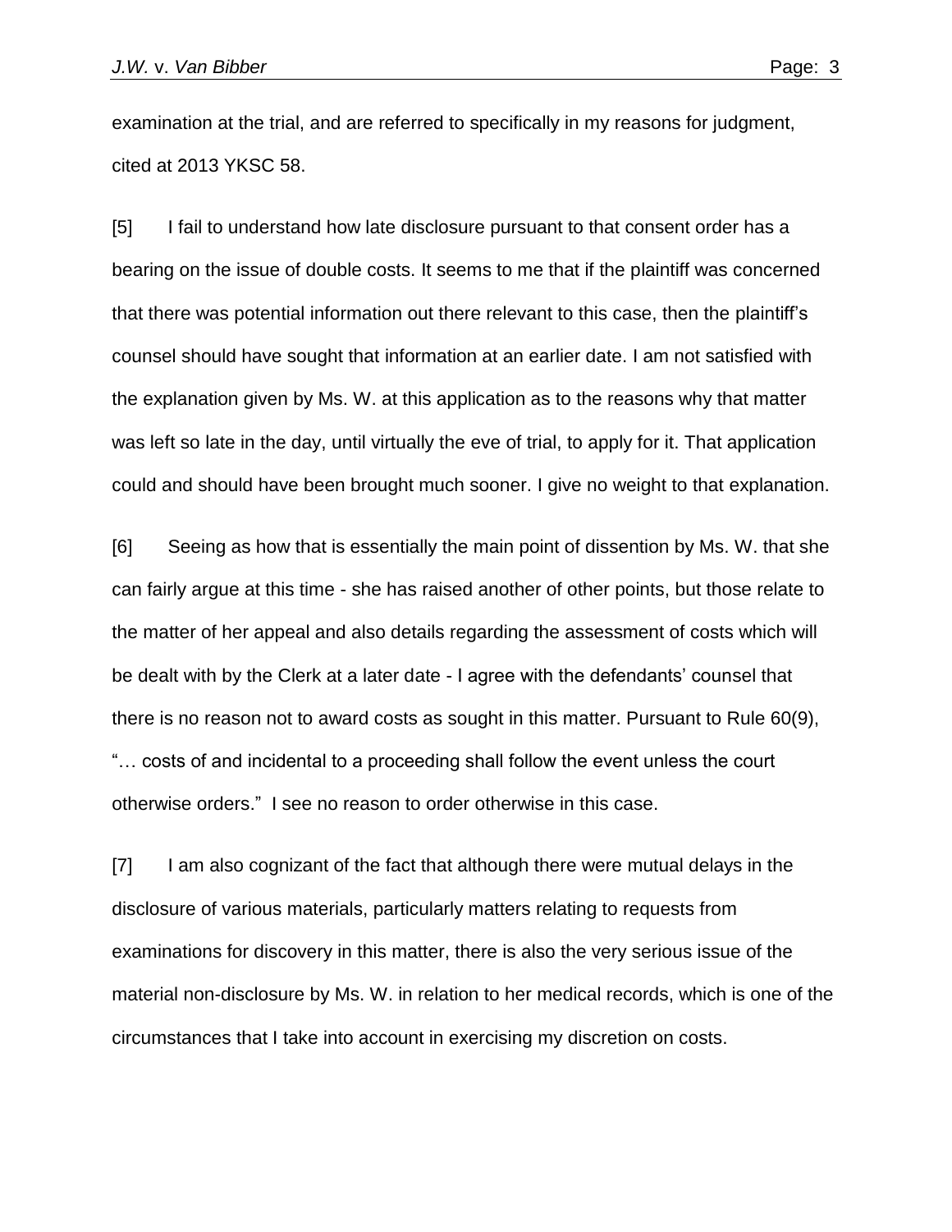examination at the trial, and are referred to specifically in my reasons for judgment, cited at 2013 YKSC 58.

[5] I fail to understand how late disclosure pursuant to that consent order has a bearing on the issue of double costs. It seems to me that if the plaintiff was concerned that there was potential information out there relevant to this case, then the plaintiff's counsel should have sought that information at an earlier date. I am not satisfied with the explanation given by Ms. W. at this application as to the reasons why that matter was left so late in the day, until virtually the eve of trial, to apply for it. That application could and should have been brought much sooner. I give no weight to that explanation.

[6] Seeing as how that is essentially the main point of dissention by Ms. W. that she can fairly argue at this time - she has raised another of other points, but those relate to the matter of her appeal and also details regarding the assessment of costs which will be dealt with by the Clerk at a later date - I agree with the defendants' counsel that there is no reason not to award costs as sought in this matter. Pursuant to Rule 60(9), "… costs of and incidental to a proceeding shall follow the event unless the court otherwise orders." I see no reason to order otherwise in this case.

[7] I am also cognizant of the fact that although there were mutual delays in the disclosure of various materials, particularly matters relating to requests from examinations for discovery in this matter, there is also the very serious issue of the material non-disclosure by Ms. W. in relation to her medical records, which is one of the circumstances that I take into account in exercising my discretion on costs.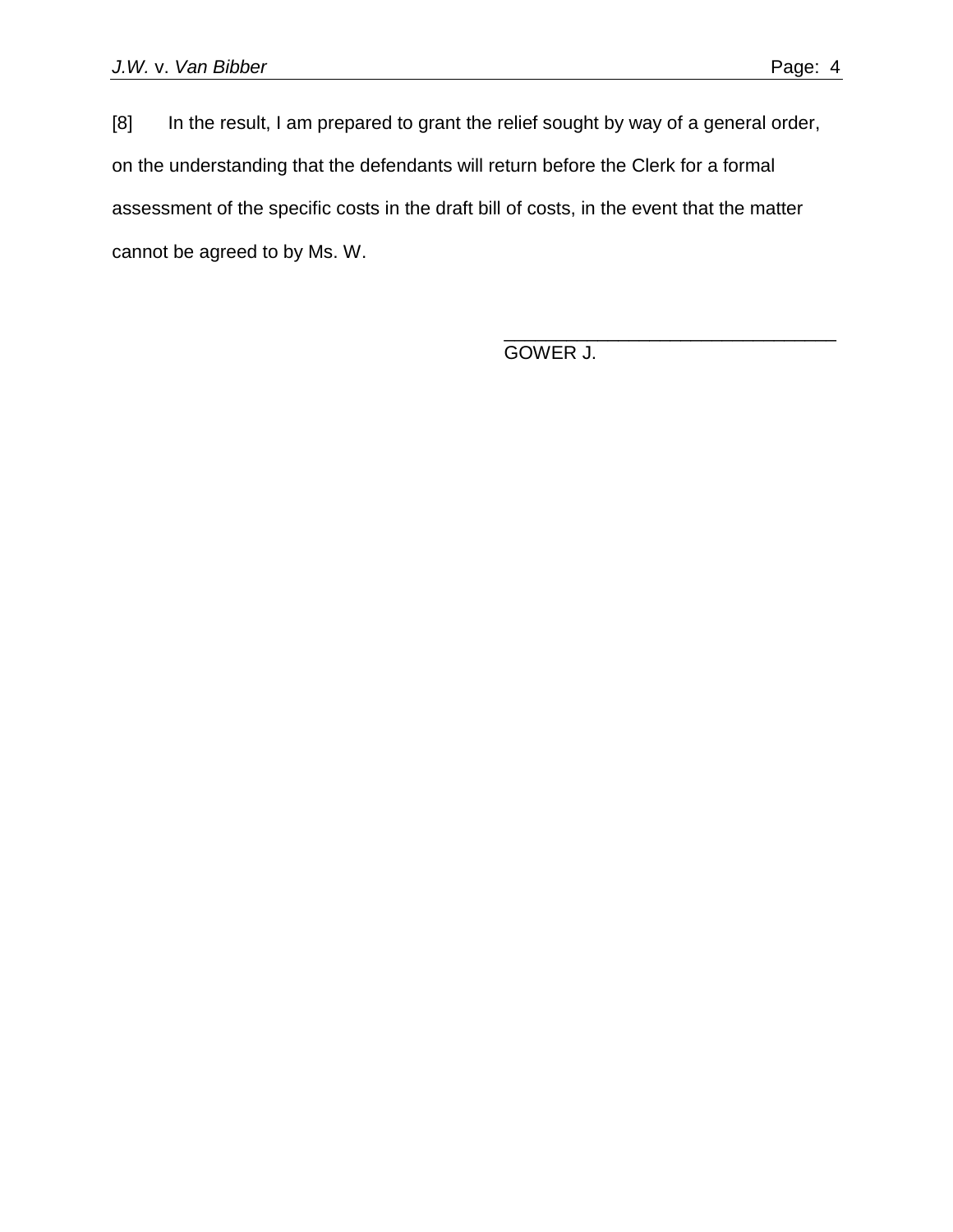[8] In the result, I am prepared to grant the relief sought by way of a general order, on the understanding that the defendants will return before the Clerk for a formal assessment of the specific costs in the draft bill of costs, in the event that the matter cannot be agreed to by Ms. W.

_______________________________
GOWER J.